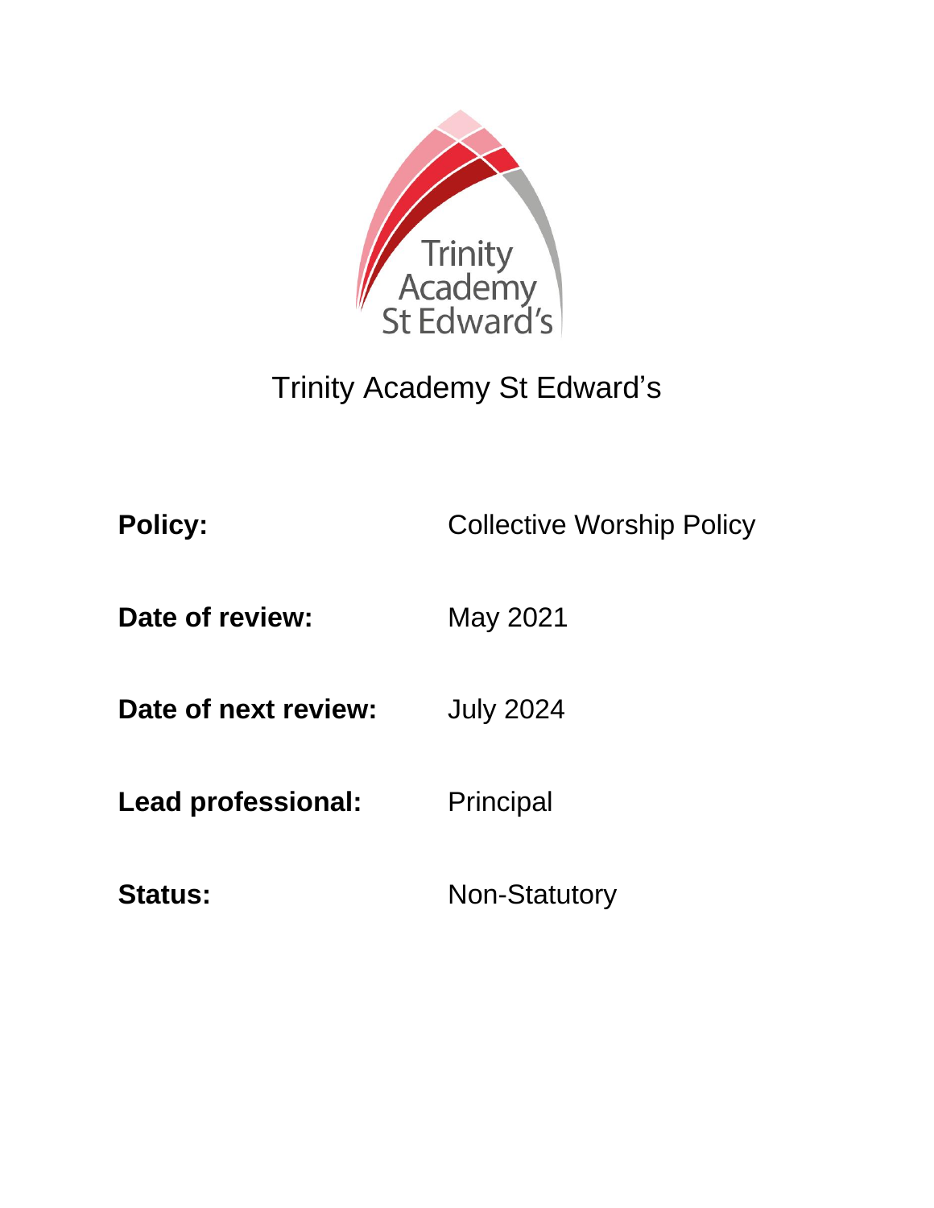# Trinity Academy St Edward's

| | |
|---|---|
| **Policy:** | Collective Worship Policy |
| **Date of review:** | May 2021 |
| **Date of next review:** | July 2024 |
| **Lead professional:** | Principal |
| **Status:** | Non-Statutory |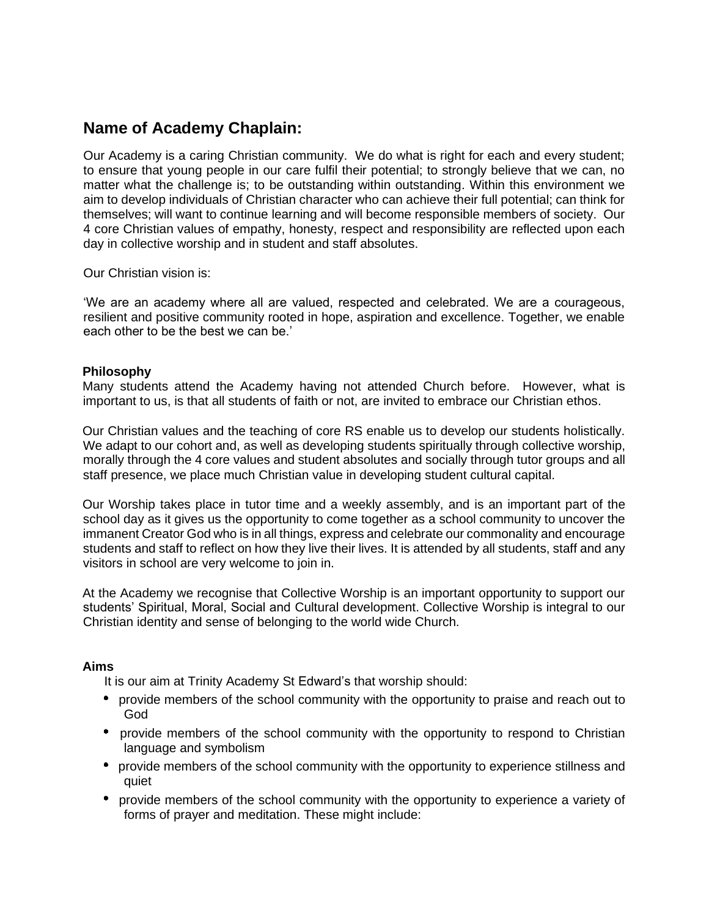## Name of Academy Chaplain:

Our Academy is a caring Christian community. We do what is right for each and every student; to ensure that young people in our care fulfil their potential; to strongly believe that we can, no matter what the challenge is; to be outstanding within outstanding. Within this environment we aim to develop individuals of Christian character who can achieve their full potential; can think for themselves; will want to continue learning and will become responsible members of society. Our 4 core Christian values of empathy, honesty, respect and responsibility are reflected upon each day in collective worship and in student and staff absolutes.

Our Christian vision is:

'We are an academy where all are valued, respected and celebrated. We are a courageous, resilient and positive community rooted in hope, aspiration and excellence. Together, we enable each other to be the best we can be.'

**Philosophy**

Many students attend the Academy having not attended Church before. However, what is important to us, is that all students of faith or not, are invited to embrace our Christian ethos.

Our Christian values and the teaching of core RS enable us to develop our students holistically. We adapt to our cohort and, as well as developing students spiritually through collective worship, morally through the 4 core values and student absolutes and socially through tutor groups and all staff presence, we place much Christian value in developing student cultural capital.

Our Worship takes place in tutor time and a weekly assembly, and is an important part of the school day as it gives us the opportunity to come together as a school community to uncover the immanent Creator God who is in all things, express and celebrate our commonality and encourage students and staff to reflect on how they live their lives. It is attended by all students, staff and any visitors in school are very welcome to join in.

At the Academy we recognise that Collective Worship is an important opportunity to support our students' Spiritual, Moral, Social and Cultural development. Collective Worship is integral to our Christian identity and sense of belonging to the world wide Church.

**Aims**

It is our aim at Trinity Academy St Edward's that worship should:

- provide members of the school community with the opportunity to praise and reach out to God
- provide members of the school community with the opportunity to respond to Christian language and symbolism
- provide members of the school community with the opportunity to experience stillness and quiet
- provide members of the school community with the opportunity to experience a variety of forms of prayer and meditation. These might include: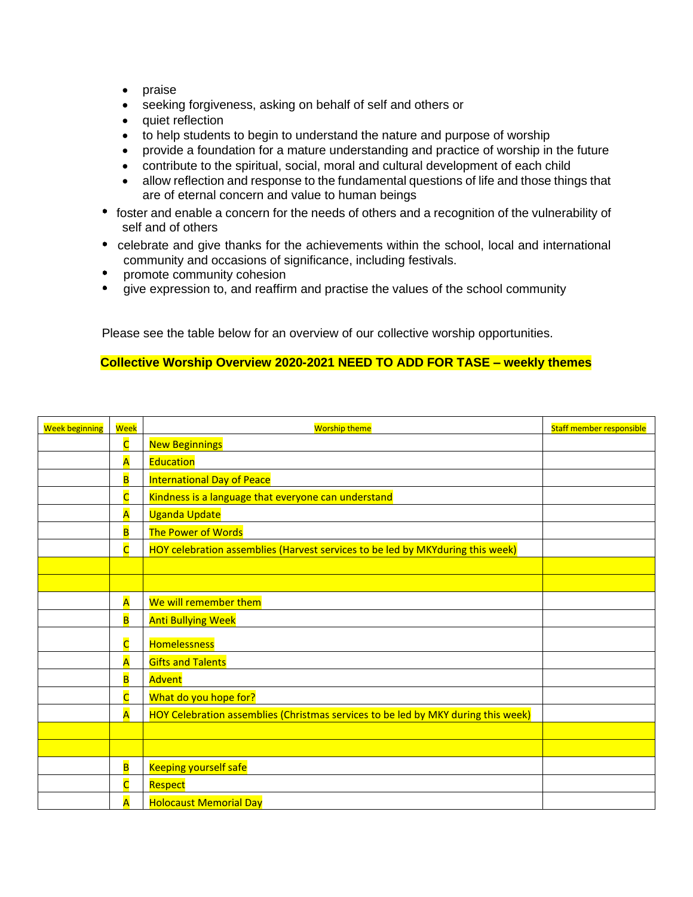- praise
- seeking forgiveness, asking on behalf of self and others or
- quiet reflection
- to help students to begin to understand the nature and purpose of worship
- provide a foundation for a mature understanding and practice of worship in the future
- contribute to the spiritual, social, moral and cultural development of each child
- allow reflection and response to the fundamental questions of life and those things that are of eternal concern and value to human beings

- foster and enable a concern for the needs of others and a recognition of the vulnerability of self and of others
- celebrate and give thanks for the achievements within the school, local and international community and occasions of significance, including festivals.
- promote community cohesion
- give expression to, and reaffirm and practise the values of the school community

Please see the table below for an overview of our collective worship opportunities.

**Collective Worship Overview 2020-2021 NEED TO ADD FOR TASE – weekly themes**

| Week beginning | Week | Worship theme | Staff member responsible |
|---|---|---|---|
| | C | New Beginnings | |
| | A | Education | |
| | B | International Day of Peace | |
| | C | Kindness is a language that everyone can understand | |
| | A | Uganda Update | |
| | B | The Power of Words | |
| | C | HOY celebration assemblies (Harvest services to be led by MKYduring this week) | |
| | | | |
| | | | |
| | A | We will remember them | |
| | B | Anti Bullying Week | |
| | C | Homelessness | |
| | A | Gifts and Talents | |
| | B | Advent | |
| | C | What do you hope for? | |
| | A | HOY Celebration assemblies (Christmas services to be led by MKY during this week) | |
| | | | |
| | | | |
| | B | Keeping yourself safe | |
| | C | Respect | |
| | A | Holocaust Memorial Day | |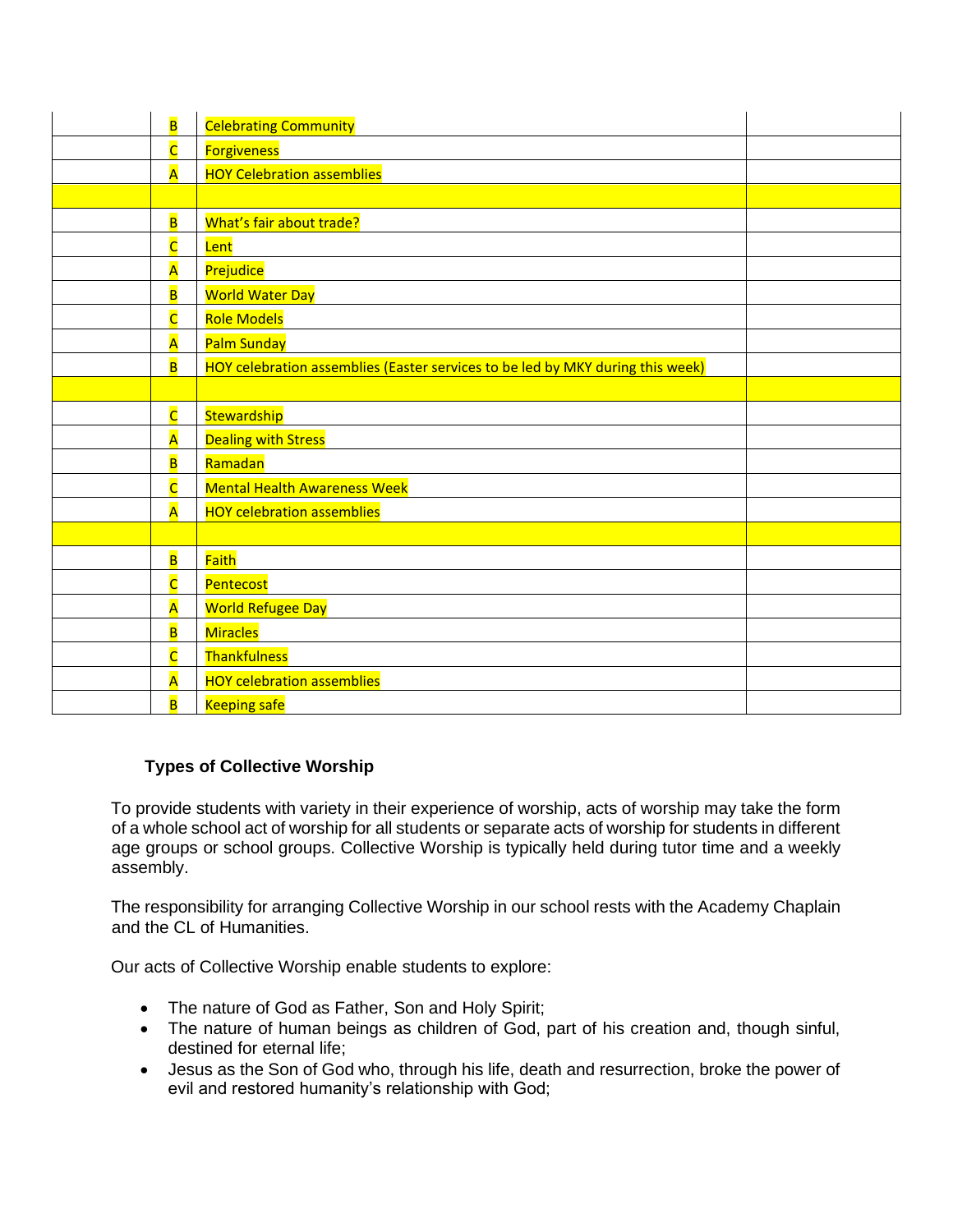| | | | |
|---|---|---|---|
| | B | Celebrating Community | |
| | C | Forgiveness | |
| | A | HOY Celebration assemblies | |
| | | | |
| | B | What's fair about trade? | |
| | C | Lent | |
| | A | Prejudice | |
| | B | World Water Day | |
| | C | Role Models | |
| | A | Palm Sunday | |
| | B | HOY celebration assemblies (Easter services to be led by MKY during this week) | |
| | | | |
| | C | Stewardship | |
| | A | Dealing with Stress | |
| | B | Ramadan | |
| | C | Mental Health Awareness Week | |
| | A | HOY celebration assemblies | |
| | | | |
| | B | Faith | |
| | C | Pentecost | |
| | A | World Refugee Day | |
| | B | Miracles | |
| | C | Thankfulness | |
| | A | HOY celebration assemblies | |
| | B | Keeping safe | |

**Types of Collective Worship**

To provide students with variety in their experience of worship, acts of worship may take the form of a whole school act of worship for all students or separate acts of worship for students in different age groups or school groups. Collective Worship is typically held during tutor time and a weekly assembly.

The responsibility for arranging Collective Worship in our school rests with the Academy Chaplain and the CL of Humanities.

Our acts of Collective Worship enable students to explore:

- The nature of God as Father, Son and Holy Spirit;
- The nature of human beings as children of God, part of his creation and, though sinful, destined for eternal life;
- Jesus as the Son of God who, through his life, death and resurrection, broke the power of evil and restored humanity's relationship with God;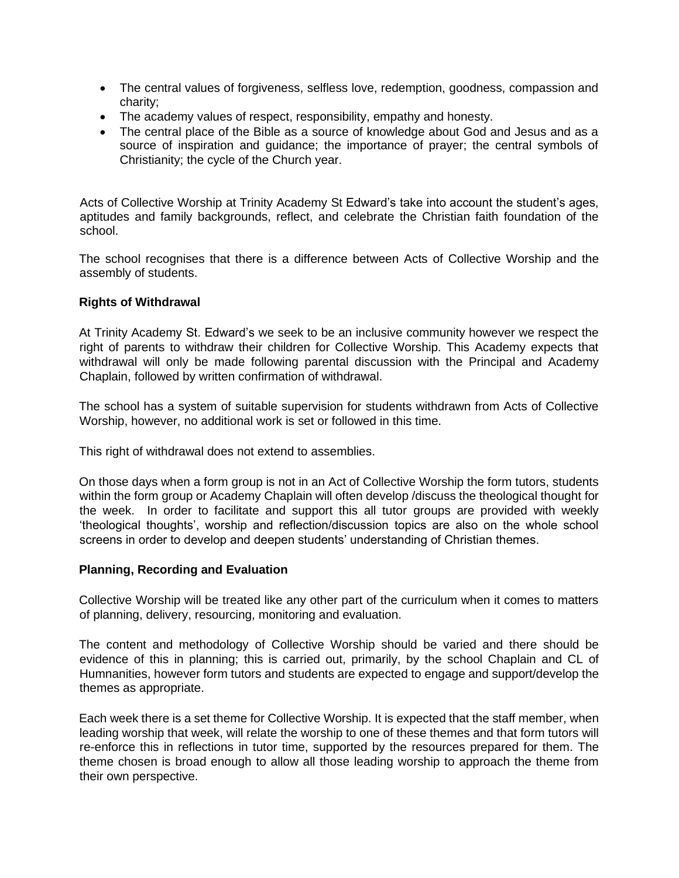- The central values of forgiveness, selfless love, redemption, goodness, compassion and charity;
- The academy values of respect, responsibility, empathy and honesty.
- The central place of the Bible as a source of knowledge about God and Jesus and as a source of inspiration and guidance; the importance of prayer; the central symbols of Christianity; the cycle of the Church year.

Acts of Collective Worship at Trinity Academy St Edward's take into account the student's ages, aptitudes and family backgrounds, reflect, and celebrate the Christian faith foundation of the school.

The school recognises that there is a difference between Acts of Collective Worship and the assembly of students.

**Rights of Withdrawal**

At Trinity Academy St. Edward's we seek to be an inclusive community however we respect the right of parents to withdraw their children for Collective Worship. This Academy expects that withdrawal will only be made following parental discussion with the Principal and Academy Chaplain, followed by written confirmation of withdrawal.

The school has a system of suitable supervision for students withdrawn from Acts of Collective Worship, however, no additional work is set or followed in this time.

This right of withdrawal does not extend to assemblies.

On those days when a form group is not in an Act of Collective Worship the form tutors, students within the form group or Academy Chaplain will often develop /discuss the theological thought for the week. In order to facilitate and support this all tutor groups are provided with weekly 'theological thoughts', worship and reflection/discussion topics are also on the whole school screens in order to develop and deepen students' understanding of Christian themes.

**Planning, Recording and Evaluation**

Collective Worship will be treated like any other part of the curriculum when it comes to matters of planning, delivery, resourcing, monitoring and evaluation.

The content and methodology of Collective Worship should be varied and there should be evidence of this in planning; this is carried out, primarily, by the school Chaplain and CL of Humnanities, however form tutors and students are expected to engage and support/develop the themes as appropriate.

Each week there is a set theme for Collective Worship. It is expected that the staff member, when leading worship that week, will relate the worship to one of these themes and that form tutors will re-enforce this in reflections in tutor time, supported by the resources prepared for them. The theme chosen is broad enough to allow all those leading worship to approach the theme from their own perspective.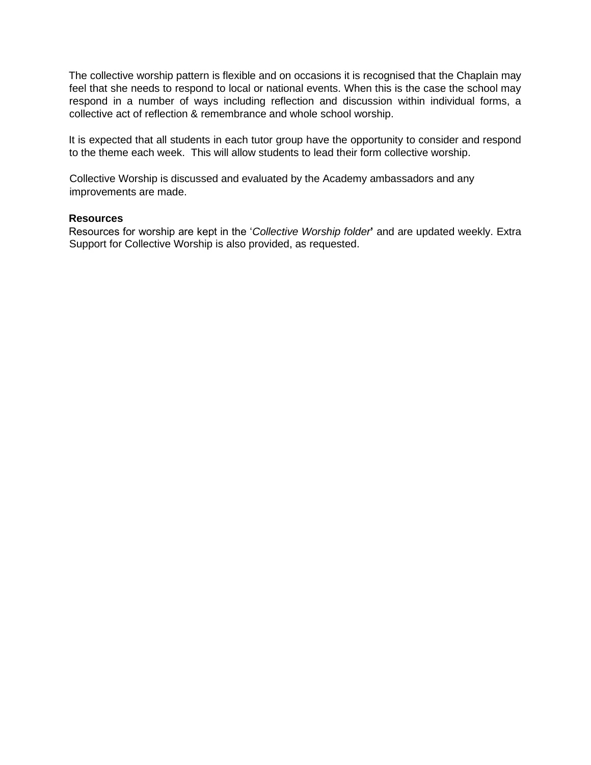The collective worship pattern is flexible and on occasions it is recognised that the Chaplain may feel that she needs to respond to local or national events. When this is the case the school may respond in a number of ways including reflection and discussion within individual forms, a collective act of reflection & remembrance and whole school worship.

It is expected that all students in each tutor group have the opportunity to consider and respond to the theme each week. This will allow students to lead their form collective worship.

Collective Worship is discussed and evaluated by the Academy ambassadors and any improvements are made.

**Resources**

Resources for worship are kept in the '*Collective Worship folder*' and are updated weekly. Extra Support for Collective Worship is also provided, as requested.